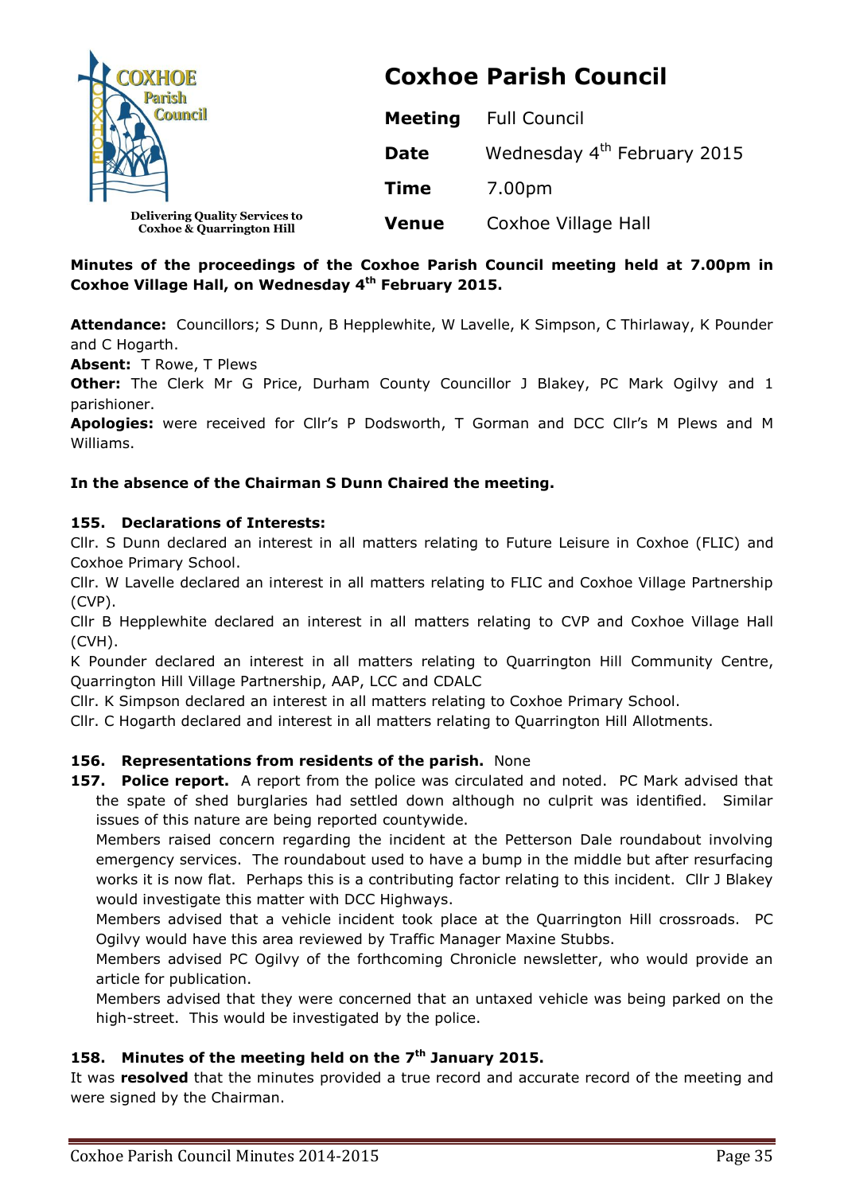# Coxhoe Parish Council

Delivering Quality Services to Coxhoe & Quarrington Hill

| | |
|---|---|
| **Meeting** | Full Council |
| **Date** | Wednesday 4th February 2015 |
| **Time** | 7.00pm |
| **Venue** | Coxhoe Village Hall |

**Minutes of the proceedings of the Coxhoe Parish Council meeting held at 7.00pm in Coxhoe Village Hall, on Wednesday 4th February 2015.**

**Attendance:** Councillors; S Dunn, B Hepplewhite, W Lavelle, K Simpson, C Thirlaway, K Pounder and C Hogarth.

**Absent:** T Rowe, T Plews

**Other:** The Clerk Mr G Price, Durham County Councillor J Blakey, PC Mark Ogilvy and 1 parishioner.

**Apologies:** were received for Cllr's P Dodsworth, T Gorman and DCC Cllr's M Plews and M Williams.

**In the absence of the Chairman S Dunn Chaired the meeting.**

**155. Declarations of Interests:**

Cllr. S Dunn declared an interest in all matters relating to Future Leisure in Coxhoe (FLIC) and Coxhoe Primary School.

Cllr. W Lavelle declared an interest in all matters relating to FLIC and Coxhoe Village Partnership (CVP).

Cllr B Hepplewhite declared an interest in all matters relating to CVP and Coxhoe Village Hall (CVH).

K Pounder declared an interest in all matters relating to Quarrington Hill Community Centre, Quarrington Hill Village Partnership, AAP, LCC and CDALC

Cllr. K Simpson declared an interest in all matters relating to Coxhoe Primary School.

Cllr. C Hogarth declared and interest in all matters relating to Quarrington Hill Allotments.

**156. Representations from residents of the parish.** None

**157. Police report.** A report from the police was circulated and noted. PC Mark advised that the spate of shed burglaries had settled down although no culprit was identified. Similar issues of this nature are being reported countywide.

Members raised concern regarding the incident at the Petterson Dale roundabout involving emergency services. The roundabout used to have a bump in the middle but after resurfacing works it is now flat. Perhaps this is a contributing factor relating to this incident. Cllr J Blakey would investigate this matter with DCC Highways.

Members advised that a vehicle incident took place at the Quarrington Hill crossroads. PC Ogilvy would have this area reviewed by Traffic Manager Maxine Stubbs.

Members advised PC Ogilvy of the forthcoming Chronicle newsletter, who would provide an article for publication.

Members advised that they were concerned that an untaxed vehicle was being parked on the high-street. This would be investigated by the police.

**158. Minutes of the meeting held on the 7th January 2015.**

It was **resolved** that the minutes provided a true record and accurate record of the meeting and were signed by the Chairman.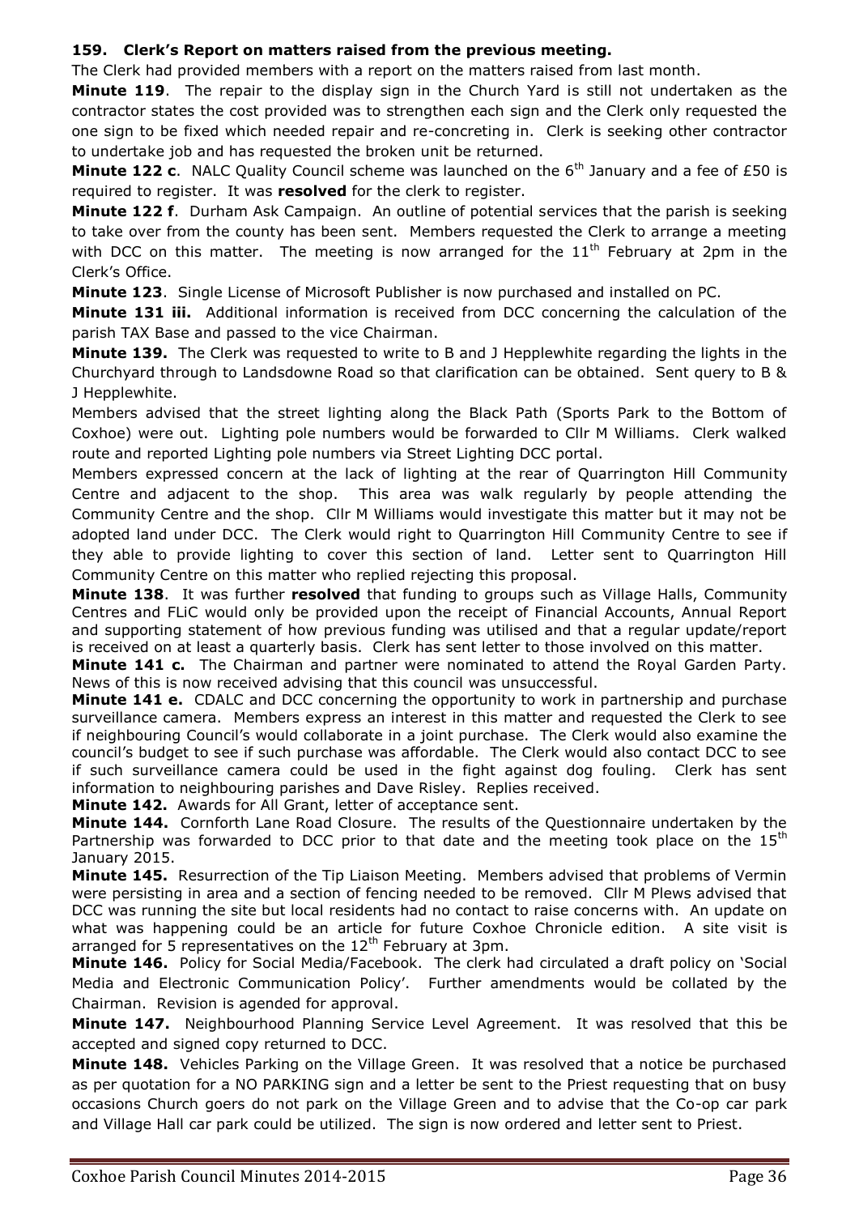**159. Clerk's Report on matters raised from the previous meeting.**

The Clerk had provided members with a report on the matters raised from last month.

**Minute 119**. The repair to the display sign in the Church Yard is still not undertaken as the contractor states the cost provided was to strengthen each sign and the Clerk only requested the one sign to be fixed which needed repair and re-concreting in. Clerk is seeking other contractor to undertake job and has requested the broken unit be returned.

**Minute 122 c**. NALC Quality Council scheme was launched on the 6th January and a fee of £50 is required to register. It was **resolved** for the clerk to register.

**Minute 122 f**. Durham Ask Campaign. An outline of potential services that the parish is seeking to take over from the county has been sent. Members requested the Clerk to arrange a meeting with DCC on this matter. The meeting is now arranged for the 11th February at 2pm in the Clerk's Office.

**Minute 123**. Single License of Microsoft Publisher is now purchased and installed on PC.

**Minute 131 iii.** Additional information is received from DCC concerning the calculation of the parish TAX Base and passed to the vice Chairman.

**Minute 139.** The Clerk was requested to write to B and J Hepplewhite regarding the lights in the Churchyard through to Landsdowne Road so that clarification can be obtained. Sent query to B & J Hepplewhite.

Members advised that the street lighting along the Black Path (Sports Park to the Bottom of Coxhoe) were out. Lighting pole numbers would be forwarded to Cllr M Williams. Clerk walked route and reported Lighting pole numbers via Street Lighting DCC portal.

Members expressed concern at the lack of lighting at the rear of Quarrington Hill Community Centre and adjacent to the shop. This area was walk regularly by people attending the Community Centre and the shop. Cllr M Williams would investigate this matter but it may not be adopted land under DCC. The Clerk would right to Quarrington Hill Community Centre to see if they able to provide lighting to cover this section of land. Letter sent to Quarrington Hill Community Centre on this matter who replied rejecting this proposal.

**Minute 138**. It was further **resolved** that funding to groups such as Village Halls, Community Centres and FLiC would only be provided upon the receipt of Financial Accounts, Annual Report and supporting statement of how previous funding was utilised and that a regular update/report is received on at least a quarterly basis. Clerk has sent letter to those involved on this matter.

**Minute 141 c.** The Chairman and partner were nominated to attend the Royal Garden Party. News of this is now received advising that this council was unsuccessful.

**Minute 141 e.** CDALC and DCC concerning the opportunity to work in partnership and purchase surveillance camera. Members express an interest in this matter and requested the Clerk to see if neighbouring Council's would collaborate in a joint purchase. The Clerk would also examine the council's budget to see if such purchase was affordable. The Clerk would also contact DCC to see if such surveillance camera could be used in the fight against dog fouling. Clerk has sent information to neighbouring parishes and Dave Risley. Replies received.

**Minute 142.** Awards for All Grant, letter of acceptance sent.

**Minute 144.** Cornforth Lane Road Closure. The results of the Questionnaire undertaken by the Partnership was forwarded to DCC prior to that date and the meeting took place on the 15th January 2015.

**Minute 145.** Resurrection of the Tip Liaison Meeting. Members advised that problems of Vermin were persisting in area and a section of fencing needed to be removed. Cllr M Plews advised that DCC was running the site but local residents had no contact to raise concerns with. An update on what was happening could be an article for future Coxhoe Chronicle edition. A site visit is arranged for 5 representatives on the 12th February at 3pm.

**Minute 146.** Policy for Social Media/Facebook. The clerk had circulated a draft policy on 'Social Media and Electronic Communication Policy'. Further amendments would be collated by the Chairman. Revision is agended for approval.

**Minute 147.** Neighbourhood Planning Service Level Agreement. It was resolved that this be accepted and signed copy returned to DCC.

**Minute 148.** Vehicles Parking on the Village Green. It was resolved that a notice be purchased as per quotation for a NO PARKING sign and a letter be sent to the Priest requesting that on busy occasions Church goers do not park on the Village Green and to advise that the Co-op car park and Village Hall car park could be utilized. The sign is now ordered and letter sent to Priest.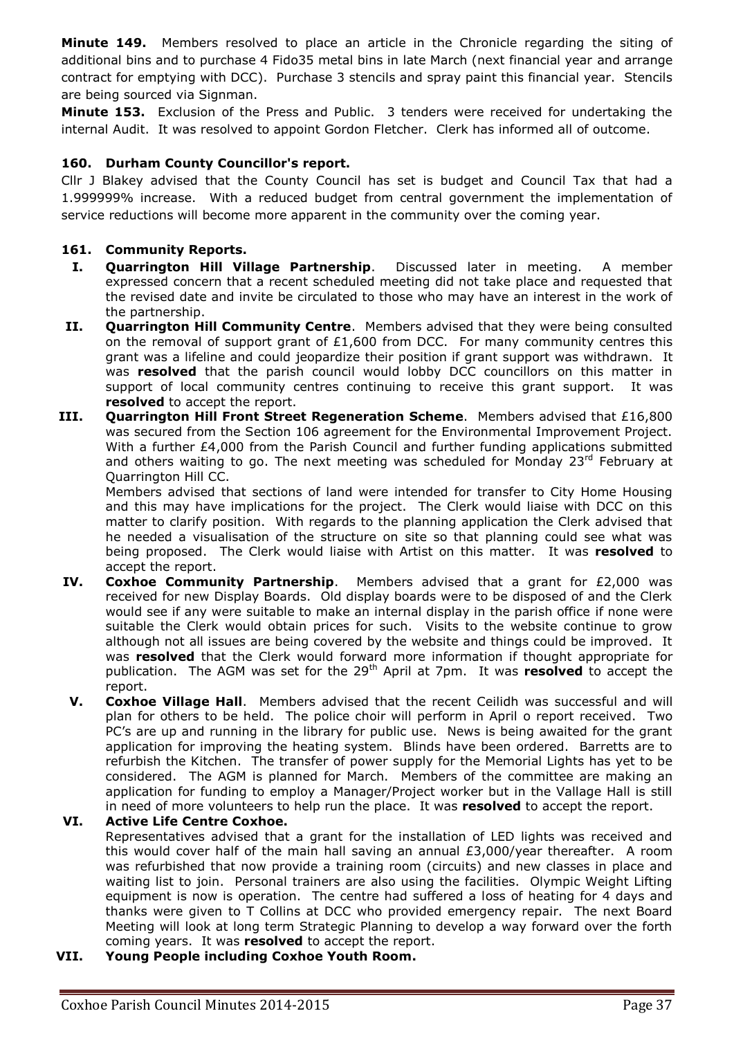**Minute 149.** Members resolved to place an article in the Chronicle regarding the siting of additional bins and to purchase 4 Fido35 metal bins in late March (next financial year and arrange contract for emptying with DCC). Purchase 3 stencils and spray paint this financial year. Stencils are being sourced via Signman.

**Minute 153.** Exclusion of the Press and Public. 3 tenders were received for undertaking the internal Audit. It was resolved to appoint Gordon Fletcher. Clerk has informed all of outcome.

### 160. Durham County Councillor's report.

Cllr J Blakey advised that the County Council has set is budget and Council Tax that had a 1.999999% increase. With a reduced budget from central government the implementation of service reductions will become more apparent in the community over the coming year.

### 161. Community Reports.

**I. Quarrington Hill Village Partnership**. Discussed later in meeting. A member expressed concern that a recent scheduled meeting did not take place and requested that the revised date and invite be circulated to those who may have an interest in the work of the partnership.

**II. Quarrington Hill Community Centre**. Members advised that they were being consulted on the removal of support grant of £1,600 from DCC. For many community centres this grant was a lifeline and could jeopardize their position if grant support was withdrawn. It was **resolved** that the parish council would lobby DCC councillors on this matter in support of local community centres continuing to receive this grant support. It was **resolved** to accept the report.

**III. Quarrington Hill Front Street Regeneration Scheme**. Members advised that £16,800 was secured from the Section 106 agreement for the Environmental Improvement Project. With a further £4,000 from the Parish Council and further funding applications submitted and others waiting to go. The next meeting was scheduled for Monday 23rd February at Quarrington Hill CC.

Members advised that sections of land were intended for transfer to City Home Housing and this may have implications for the project. The Clerk would liaise with DCC on this matter to clarify position. With regards to the planning application the Clerk advised that he needed a visualisation of the structure on site so that planning could see what was being proposed. The Clerk would liaise with Artist on this matter. It was **resolved** to accept the report.

**IV. Coxhoe Community Partnership**. Members advised that a grant for £2,000 was received for new Display Boards. Old display boards were to be disposed of and the Clerk would see if any were suitable to make an internal display in the parish office if none were suitable the Clerk would obtain prices for such. Visits to the website continue to grow although not all issues are being covered by the website and things could be improved. It was **resolved** that the Clerk would forward more information if thought appropriate for publication. The AGM was set for the 29th April at 7pm. It was **resolved** to accept the report.

**V. Coxhoe Village Hall**. Members advised that the recent Ceilidh was successful and will plan for others to be held. The police choir will perform in April o report received. Two PC's are up and running in the library for public use. News is being awaited for the grant application for improving the heating system. Blinds have been ordered. Barretts are to refurbish the Kitchen. The transfer of power supply for the Memorial Lights has yet to be considered. The AGM is planned for March. Members of the committee are making an application for funding to employ a Manager/Project worker but in the Vallage Hall is still in need of more volunteers to help run the place. It was **resolved** to accept the report.

**VI. Active Life Centre Coxhoe.**

Representatives advised that a grant for the installation of LED lights was received and this would cover half of the main hall saving an annual £3,000/year thereafter. A room was refurbished that now provide a training room (circuits) and new classes in place and waiting list to join. Personal trainers are also using the facilities. Olympic Weight Lifting equipment is now is operation. The centre had suffered a loss of heating for 4 days and thanks were given to T Collins at DCC who provided emergency repair. The next Board Meeting will look at long term Strategic Planning to develop a way forward over the forth coming years. It was **resolved** to accept the report.

**VII. Young People including Coxhoe Youth Room.**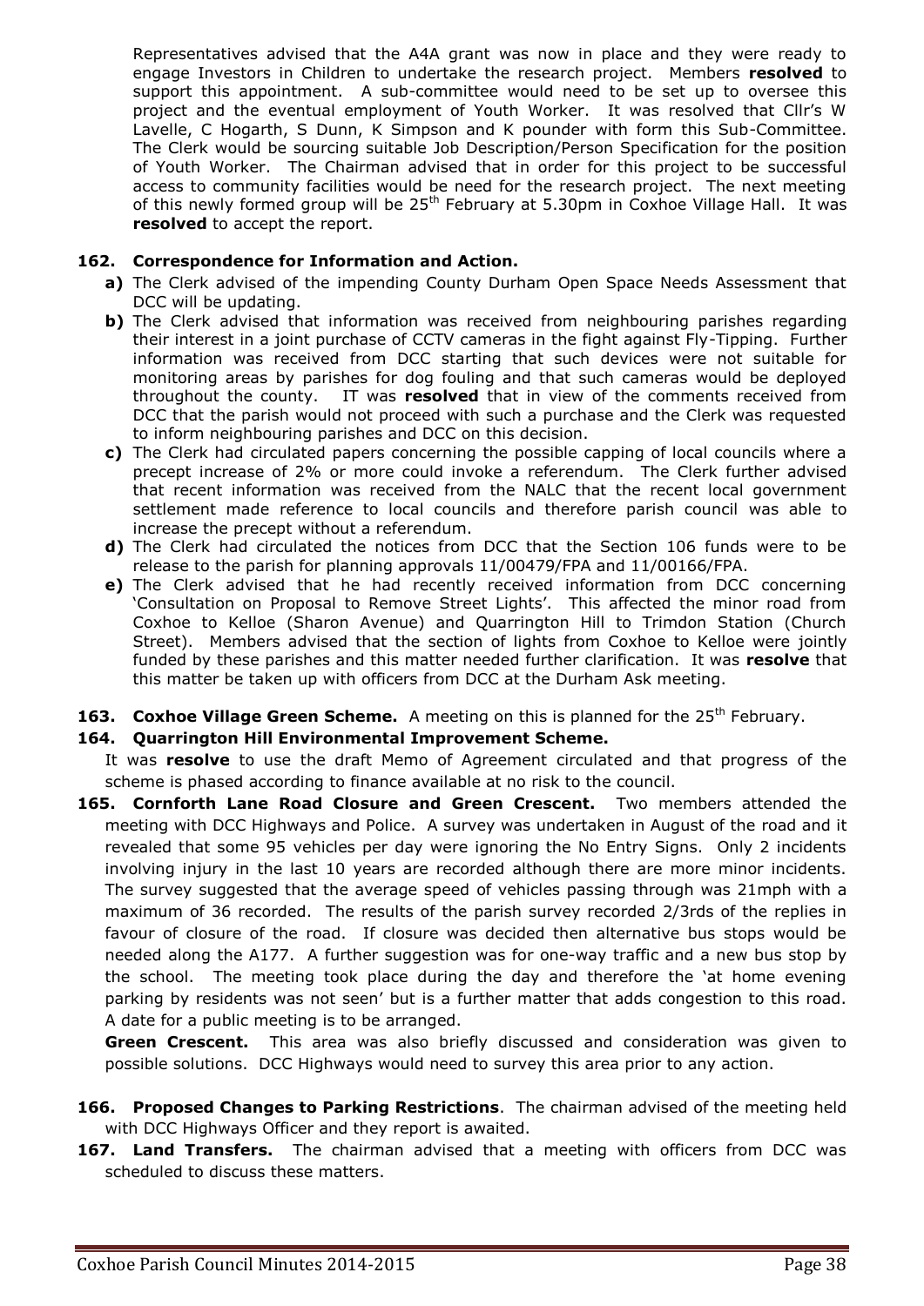Representatives advised that the A4A grant was now in place and they were ready to engage Investors in Children to undertake the research project. Members **resolved** to support this appointment. A sub-committee would need to be set up to oversee this project and the eventual employment of Youth Worker. It was resolved that Cllr's W Lavelle, C Hogarth, S Dunn, K Simpson and K pounder with form this Sub-Committee. The Clerk would be sourcing suitable Job Description/Person Specification for the position of Youth Worker. The Chairman advised that in order for this project to be successful access to community facilities would be need for the research project. The next meeting of this newly formed group will be 25th February at 5.30pm in Coxhoe Village Hall. It was **resolved** to accept the report.

**162. Correspondence for Information and Action.**

- **a)** The Clerk advised of the impending County Durham Open Space Needs Assessment that DCC will be updating.
- **b)** The Clerk advised that information was received from neighbouring parishes regarding their interest in a joint purchase of CCTV cameras in the fight against Fly-Tipping. Further information was received from DCC starting that such devices were not suitable for monitoring areas by parishes for dog fouling and that such cameras would be deployed throughout the county. IT was **resolved** that in view of the comments received from DCC that the parish would not proceed with such a purchase and the Clerk was requested to inform neighbouring parishes and DCC on this decision.
- **c)** The Clerk had circulated papers concerning the possible capping of local councils where a precept increase of 2% or more could invoke a referendum. The Clerk further advised that recent information was received from the NALC that the recent local government settlement made reference to local councils and therefore parish council was able to increase the precept without a referendum.
- **d)** The Clerk had circulated the notices from DCC that the Section 106 funds were to be release to the parish for planning approvals 11/00479/FPA and 11/00166/FPA.
- **e)** The Clerk advised that he had recently received information from DCC concerning 'Consultation on Proposal to Remove Street Lights'. This affected the minor road from Coxhoe to Kelloe (Sharon Avenue) and Quarrington Hill to Trimdon Station (Church Street). Members advised that the section of lights from Coxhoe to Kelloe were jointly funded by these parishes and this matter needed further clarification. It was **resolve** that this matter be taken up with officers from DCC at the Durham Ask meeting.

**163. Coxhoe Village Green Scheme.** A meeting on this is planned for the 25th February.

**164. Quarrington Hill Environmental Improvement Scheme.**

It was **resolve** to use the draft Memo of Agreement circulated and that progress of the scheme is phased according to finance available at no risk to the council.

**165. Cornforth Lane Road Closure and Green Crescent.** Two members attended the meeting with DCC Highways and Police. A survey was undertaken in August of the road and it revealed that some 95 vehicles per day were ignoring the No Entry Signs. Only 2 incidents involving injury in the last 10 years are recorded although there are more minor incidents. The survey suggested that the average speed of vehicles passing through was 21mph with a maximum of 36 recorded. The results of the parish survey recorded 2/3rds of the replies in favour of closure of the road. If closure was decided then alternative bus stops would be needed along the A177. A further suggestion was for one-way traffic and a new bus stop by the school. The meeting took place during the day and therefore the 'at home evening parking by residents was not seen' but is a further matter that adds congestion to this road. A date for a public meeting is to be arranged.

**Green Crescent.** This area was also briefly discussed and consideration was given to possible solutions. DCC Highways would need to survey this area prior to any action.

**166. Proposed Changes to Parking Restrictions**. The chairman advised of the meeting held with DCC Highways Officer and they report is awaited.

**167. Land Transfers.** The chairman advised that a meeting with officers from DCC was scheduled to discuss these matters.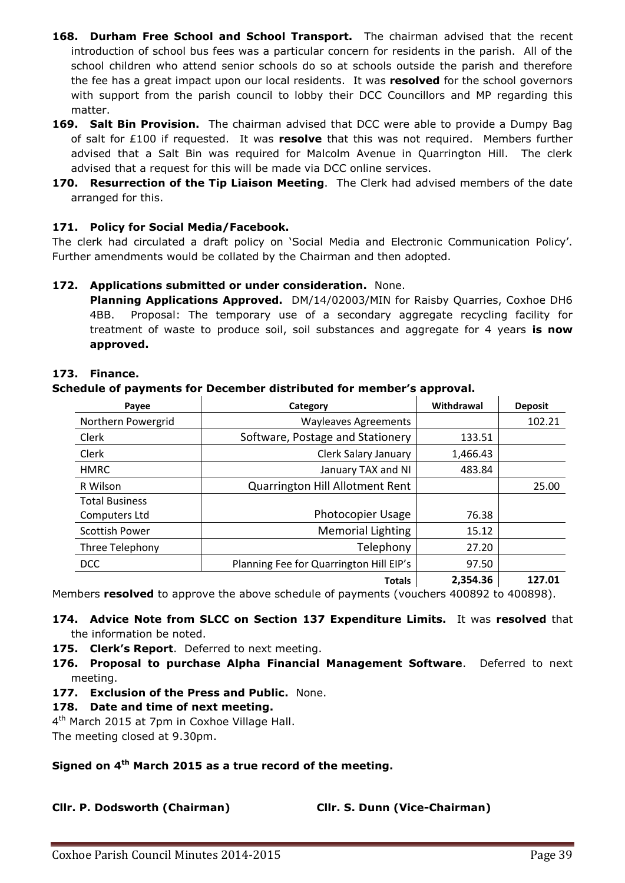**168. Durham Free School and School Transport.** The chairman advised that the recent introduction of school bus fees was a particular concern for residents in the parish. All of the school children who attend senior schools do so at schools outside the parish and therefore the fee has a great impact upon our local residents. It was **resolved** for the school governors with support from the parish council to lobby their DCC Councillors and MP regarding this matter.

**169. Salt Bin Provision.** The chairman advised that DCC were able to provide a Dumpy Bag of salt for £100 if requested. It was **resolve** that this was not required. Members further advised that a Salt Bin was required for Malcolm Avenue in Quarrington Hill. The clerk advised that a request for this will be made via DCC online services.

**170. Resurrection of the Tip Liaison Meeting**. The Clerk had advised members of the date arranged for this.

**171. Policy for Social Media/Facebook.**

The clerk had circulated a draft policy on 'Social Media and Electronic Communication Policy'. Further amendments would be collated by the Chairman and then adopted.

**172. Applications submitted or under consideration.** None.

**Planning Applications Approved.** DM/14/02003/MIN for Raisby Quarries, Coxhoe DH6 4BB. Proposal: The temporary use of a secondary aggregate recycling facility for treatment of waste to produce soil, soil substances and aggregate for 4 years **is now approved.**

**173. Finance.**

**Schedule of payments for December distributed for member's approval.**

| Payee | Category | Withdrawal | Deposit |
|---|---|---|---|
| Northern Powergrid | Wayleaves Agreements | | 102.21 |
| Clerk | Software, Postage and Stationery | 133.51 | |
| Clerk | Clerk Salary January | 1,466.43 | |
| HMRC | January TAX and NI | 483.84 | |
| R Wilson | Quarrington Hill Allotment Rent | | 25.00 |
| Total Business Computers Ltd | Photocopier Usage | 76.38 | |
| Scottish Power | Memorial Lighting | 15.12 | |
| Three Telephony | Telephony | 27.20 | |
| DCC | Planning Fee for Quarrington Hill EIP's | 97.50 | |
| | **Totals** | **2,354.36** | **127.01** |

Members **resolved** to approve the above schedule of payments (vouchers 400892 to 400898).

**174. Advice Note from SLCC on Section 137 Expenditure Limits.** It was **resolved** that the information be noted.

**175. Clerk's Report**. Deferred to next meeting.

**176. Proposal to purchase Alpha Financial Management Software**. Deferred to next meeting.

**177. Exclusion of the Press and Public.** None.

**178. Date and time of next meeting.**

4th March 2015 at 7pm in Coxhoe Village Hall.

The meeting closed at 9.30pm.

**Signed on 4th March 2015 as a true record of the meeting.**

**Cllr. P. Dodsworth (Chairman)** **Cllr. S. Dunn (Vice-Chairman)**